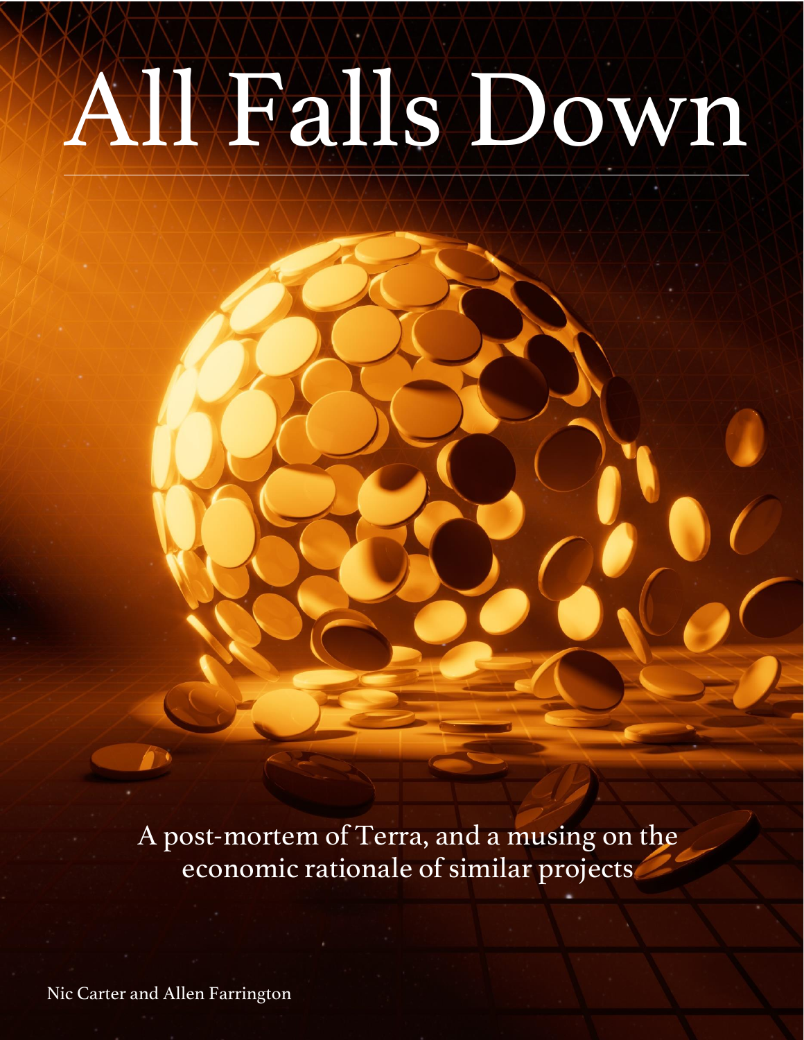# All Falls Down

A post-mortem of Terra, and a musing on the economic rationale of similar projects

Nic Carter and Allen Farrington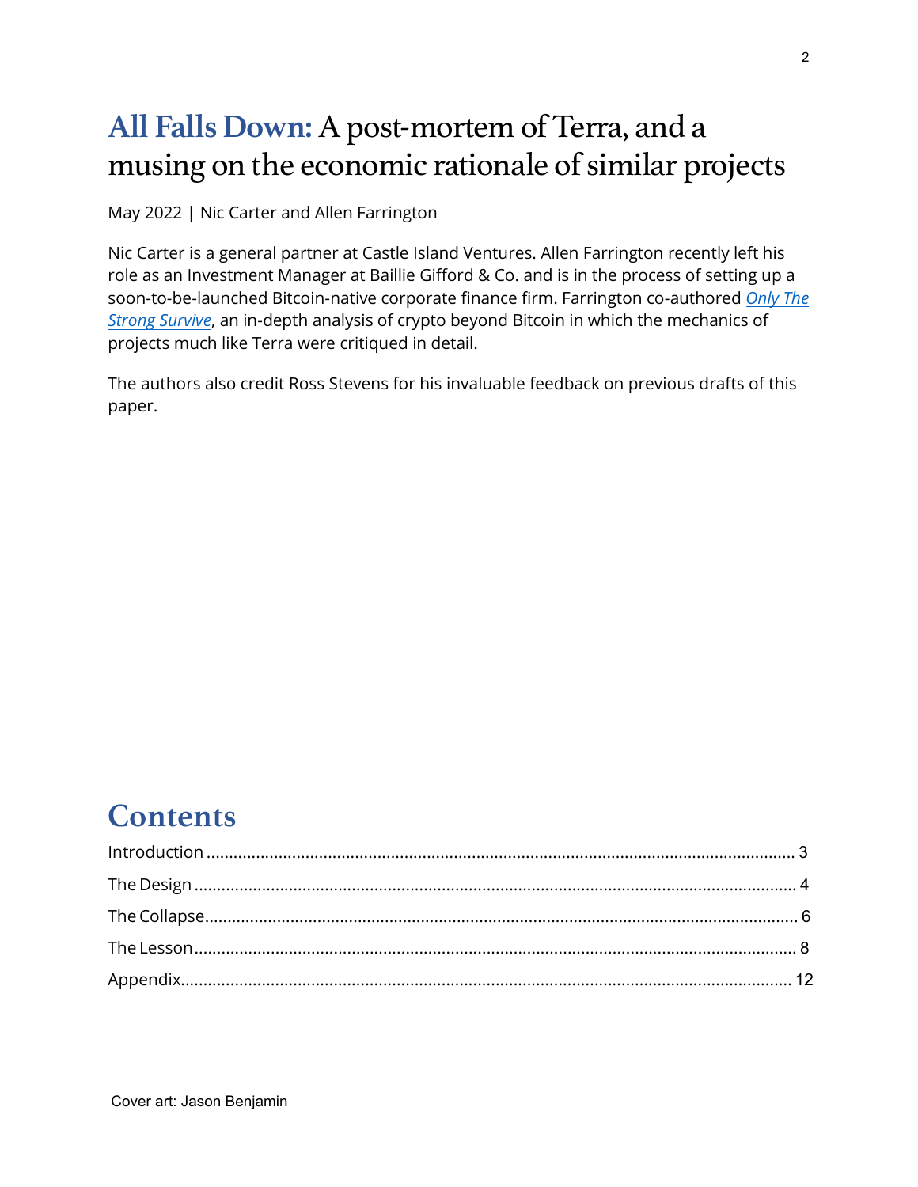# All Falls Down: A post-mortem of Terra, and a musing on the economic rationale of similar projects

May 2022 | Nic Carter and Allen Farrington

Nic Carter is a general partner at Castle Island Ventures. Allen Farrington recently left his role as an Investment Manager at Baillie Gifford & Co. and is in the process of setting up a soon-to-be-launched Bitcoin-native corporate finance firm. Farrington co-authored *Only The Strong Survive*, an in-depth analysis of crypto beyond Bitcoin in which the mechanics of projects much like Terra were critiqued in detail.

The authors also credit Ross Stevens for his invaluable feedback on previous drafts of this paper.

## Contents

Introduction ..... 3

The Design ..... 4

The Collapse ..... 6

The Lesson ..... 8

Appendix ..... 12

Cover art: Jason Benjamin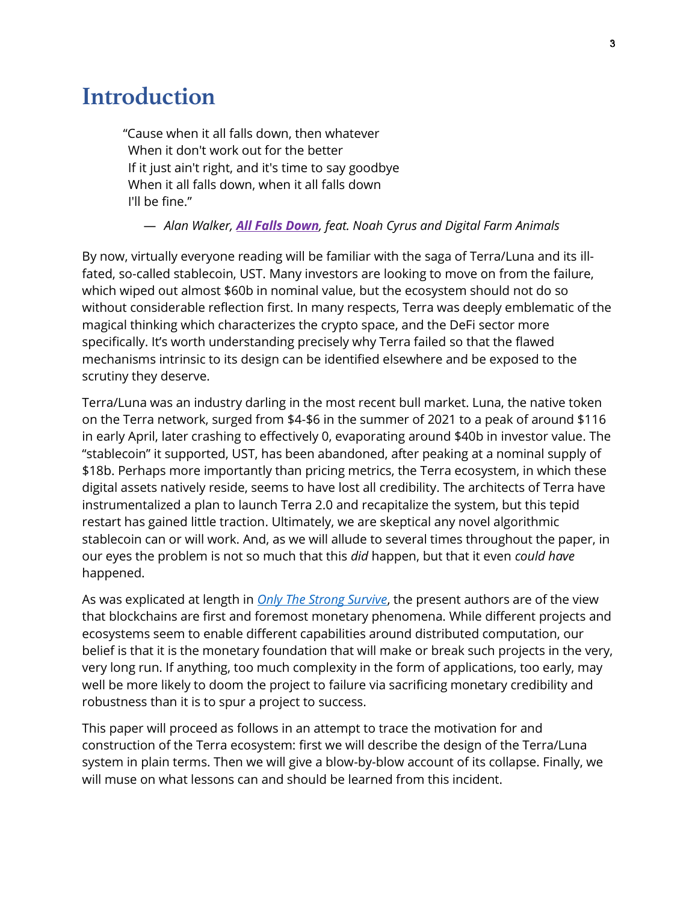# Introduction

> "Cause when it all falls down, then whatever
> When it don't work out for the better
> If it just ain't right, and it's time to say goodbye
> When it all falls down, when it all falls down
> I'll be fine."
>
> — *Alan Walker, **All Falls Down**, feat. Noah Cyrus and Digital Farm Animals*

By now, virtually everyone reading will be familiar with the saga of Terra/Luna and its ill-fated, so-called stablecoin, UST. Many investors are looking to move on from the failure, which wiped out almost $60b in nominal value, but the ecosystem should not do so without considerable reflection first. In many respects, Terra was deeply emblematic of the magical thinking which characterizes the crypto space, and the DeFi sector more specifically. It's worth understanding precisely why Terra failed so that the flawed mechanisms intrinsic to its design can be identified elsewhere and be exposed to the scrutiny they deserve.

Terra/Luna was an industry darling in the most recent bull market. Luna, the native token on the Terra network, surged from $4-$6 in the summer of 2021 to a peak of around $116 in early April, later crashing to effectively 0, evaporating around $40b in investor value. The "stablecoin" it supported, UST, has been abandoned, after peaking at a nominal supply of $18b. Perhaps more importantly than pricing metrics, the Terra ecosystem, in which these digital assets natively reside, seems to have lost all credibility. The architects of Terra have instrumentalized a plan to launch Terra 2.0 and recapitalize the system, but this tepid restart has gained little traction. Ultimately, we are skeptical any novel algorithmic stablecoin can or will work. And, as we will allude to several times throughout the paper, in our eyes the problem is not so much that this *did* happen, but that it even *could have* happened.

As was explicated at length in *Only The Strong Survive*, the present authors are of the view that blockchains are first and foremost monetary phenomena. While different projects and ecosystems seem to enable different capabilities around distributed computation, our belief is that it is the monetary foundation that will make or break such projects in the very, very long run. If anything, too much complexity in the form of applications, too early, may well be more likely to doom the project to failure via sacrificing monetary credibility and robustness than it is to spur a project to success.

This paper will proceed as follows in an attempt to trace the motivation for and construction of the Terra ecosystem: first we will describe the design of the Terra/Luna system in plain terms. Then we will give a blow-by-blow account of its collapse. Finally, we will muse on what lessons can and should be learned from this incident.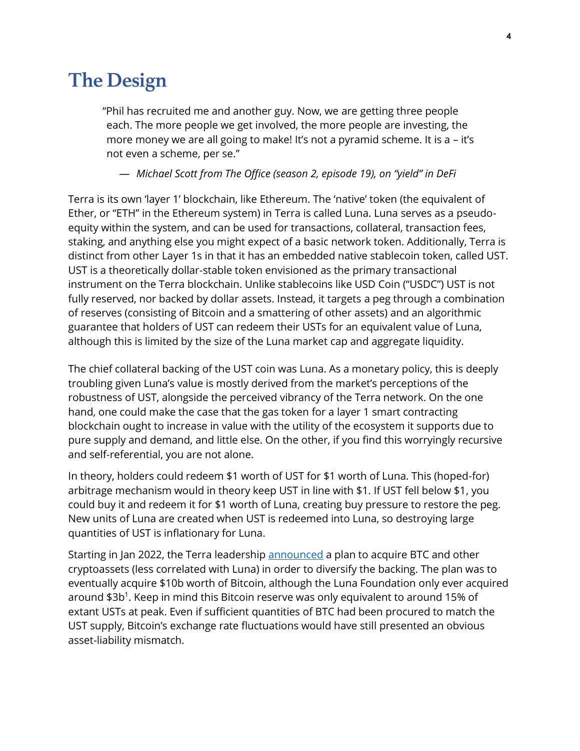# The Design

> "Phil has recruited me and another guy. Now, we are getting three people each. The more people we get involved, the more people are investing, the more money we are all going to make! It's not a pyramid scheme. It is a – it's not even a scheme, per se."
>
> — *Michael Scott from The Office (season 2, episode 19), on "yield" in DeFi*

Terra is its own 'layer 1' blockchain, like Ethereum. The 'native' token (the equivalent of Ether, or "ETH" in the Ethereum system) in Terra is called Luna. Luna serves as a pseudo-equity within the system, and can be used for transactions, collateral, transaction fees, staking, and anything else you might expect of a basic network token. Additionally, Terra is distinct from other Layer 1s in that it has an embedded native stablecoin token, called UST. UST is a theoretically dollar-stable token envisioned as the primary transactional instrument on the Terra blockchain. Unlike stablecoins like USD Coin ("USDC") UST is not fully reserved, nor backed by dollar assets. Instead, it targets a peg through a combination of reserves (consisting of Bitcoin and a smattering of other assets) and an algorithmic guarantee that holders of UST can redeem their USTs for an equivalent value of Luna, although this is limited by the size of the Luna market cap and aggregate liquidity.

The chief collateral backing of the UST coin was Luna. As a monetary policy, this is deeply troubling given Luna's value is mostly derived from the market's perceptions of the robustness of UST, alongside the perceived vibrancy of the Terra network. On the one hand, one could make the case that the gas token for a layer 1 smart contracting blockchain ought to increase in value with the utility of the ecosystem it supports due to pure supply and demand, and little else. On the other, if you find this worryingly recursive and self-referential, you are not alone.

In theory, holders could redeem $1 worth of UST for $1 worth of Luna. This (hoped-for) arbitrage mechanism would in theory keep UST in line with $1. If UST fell below $1, you could buy it and redeem it for $1 worth of Luna, creating buy pressure to restore the peg. New units of Luna are created when UST is redeemed into Luna, so destroying large quantities of UST is inflationary for Luna.

Starting in Jan 2022, the Terra leadership announced a plan to acquire BTC and other cryptoassets (less correlated with Luna) in order to diversify the backing. The plan was to eventually acquire $10b worth of Bitcoin, although the Luna Foundation only ever acquired around $3b[1]. Keep in mind this Bitcoin reserve was only equivalent to around 15% of extant USTs at peak. Even if sufficient quantities of BTC had been procured to match the UST supply, Bitcoin's exchange rate fluctuations would have still presented an obvious asset-liability mismatch.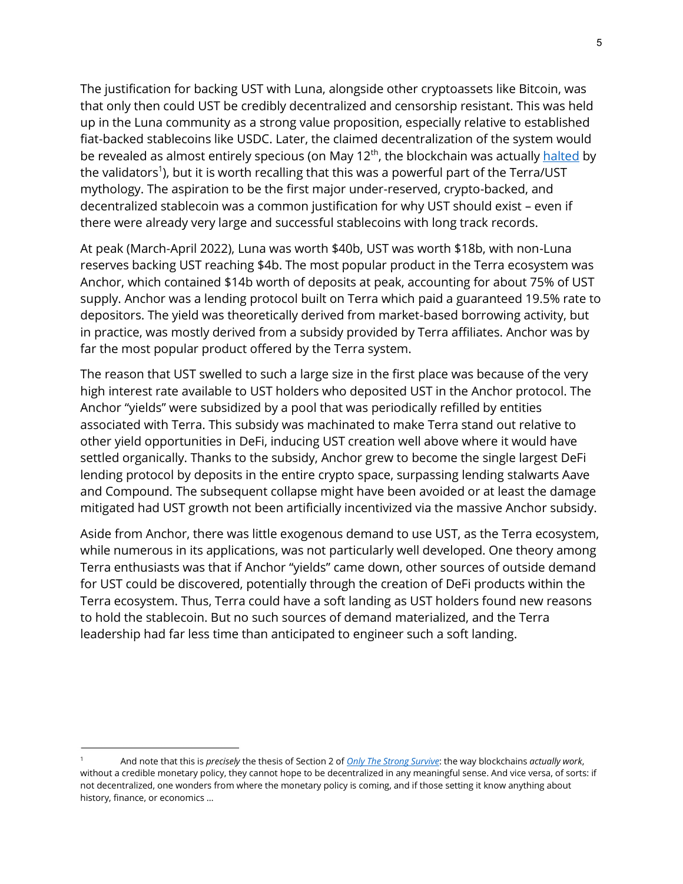The justification for backing UST with Luna, alongside other cryptoassets like Bitcoin, was that only then could UST be credibly decentralized and censorship resistant. This was held up in the Luna community as a strong value proposition, especially relative to established fiat-backed stablecoins like USDC. Later, the claimed decentralization of the system would be revealed as almost entirely specious (on May 12th, the blockchain was actually halted by the validators[1]), but it is worth recalling that this was a powerful part of the Terra/UST mythology. The aspiration to be the first major under-reserved, crypto-backed, and decentralized stablecoin was a common justification for why UST should exist – even if there were already very large and successful stablecoins with long track records.

At peak (March-April 2022), Luna was worth $40b, UST was worth $18b, with non-Luna reserves backing UST reaching $4b. The most popular product in the Terra ecosystem was Anchor, which contained $14b worth of deposits at peak, accounting for about 75% of UST supply. Anchor was a lending protocol built on Terra which paid a guaranteed 19.5% rate to depositors. The yield was theoretically derived from market-based borrowing activity, but in practice, was mostly derived from a subsidy provided by Terra affiliates. Anchor was by far the most popular product offered by the Terra system.

The reason that UST swelled to such a large size in the first place was because of the very high interest rate available to UST holders who deposited UST in the Anchor protocol. The Anchor "yields" were subsidized by a pool that was periodically refilled by entities associated with Terra. This subsidy was machinated to make Terra stand out relative to other yield opportunities in DeFi, inducing UST creation well above where it would have settled organically. Thanks to the subsidy, Anchor grew to become the single largest DeFi lending protocol by deposits in the entire crypto space, surpassing lending stalwarts Aave and Compound. The subsequent collapse might have been avoided or at least the damage mitigated had UST growth not been artificially incentivized via the massive Anchor subsidy.

Aside from Anchor, there was little exogenous demand to use UST, as the Terra ecosystem, while numerous in its applications, was not particularly well developed. One theory among Terra enthusiasts was that if Anchor "yields" came down, other sources of outside demand for UST could be discovered, potentially through the creation of DeFi products within the Terra ecosystem. Thus, Terra could have a soft landing as UST holders found new reasons to hold the stablecoin. But no such sources of demand materialized, and the Terra leadership had far less time than anticipated to engineer such a soft landing.

[1] And note that this is *precisely* the thesis of Section 2 of *Only The Strong Survive*: the way blockchains *actually work*, without a credible monetary policy, they cannot hope to be decentralized in any meaningful sense. And vice versa, of sorts: if not decentralized, one wonders from where the monetary policy is coming, and if those setting it know anything about history, finance, or economics …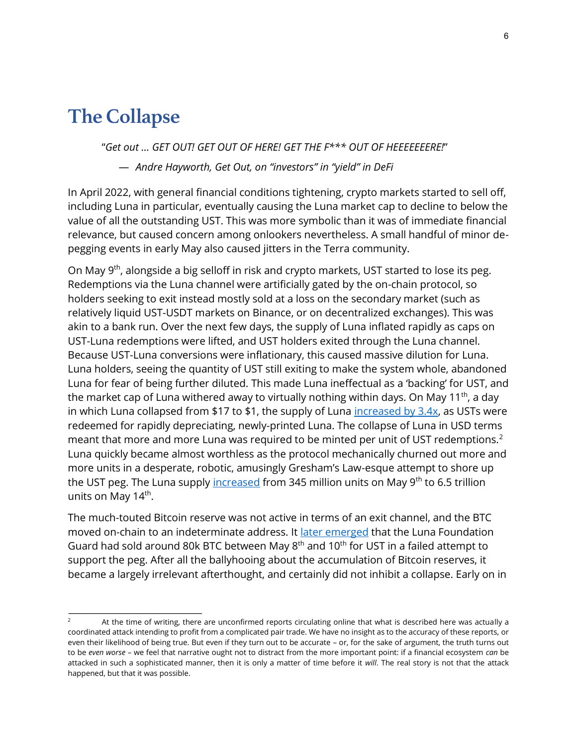# The Collapse

> "*Get out … GET OUT! GET OUT OF HERE! GET THE F*** OUT OF HEEEEEEERE!*"
>
> *— Andre Hayworth, Get Out, on "investors" in "yield" in DeFi*

In April 2022, with general financial conditions tightening, crypto markets started to sell off, including Luna in particular, eventually causing the Luna market cap to decline to below the value of all the outstanding UST. This was more symbolic than it was of immediate financial relevance, but caused concern among onlookers nevertheless. A small handful of minor de-pegging events in early May also caused jitters in the Terra community.

On May 9th, alongside a big selloff in risk and crypto markets, UST started to lose its peg. Redemptions via the Luna channel were artificially gated by the on-chain protocol, so holders seeking to exit instead mostly sold at a loss on the secondary market (such as relatively liquid UST-USDT markets on Binance, or on decentralized exchanges). This was akin to a bank run. Over the next few days, the supply of Luna inflated rapidly as caps on UST-Luna redemptions were lifted, and UST holders exited through the Luna channel. Because UST-Luna conversions were inflationary, this caused massive dilution for Luna. Luna holders, seeing the quantity of UST still exiting to make the system whole, abandoned Luna for fear of being further diluted. This made Luna ineffectual as a 'backing' for UST, and the market cap of Luna withered away to virtually nothing within days. On May 11th, a day in which Luna collapsed from $17 to $1, the supply of Luna increased by 3.4x, as USTs were redeemed for rapidly depreciating, newly-printed Luna. The collapse of Luna in USD terms meant that more and more Luna was required to be minted per unit of UST redemptions.[2] Luna quickly became almost worthless as the protocol mechanically churned out more and more units in a desperate, robotic, amusingly Gresham's Law-esque attempt to shore up the UST peg. The Luna supply increased from 345 million units on May 9th to 6.5 trillion units on May 14th.

The much-touted Bitcoin reserve was not active in terms of an exit channel, and the BTC moved on-chain to an indeterminate address. It later emerged that the Luna Foundation Guard had sold around 80k BTC between May 8th and 10th for UST in a failed attempt to support the peg. After all the ballyhooing about the accumulation of Bitcoin reserves, it became a largely irrelevant afterthought, and certainly did not inhibit a collapse. Early on in

---

[2] At the time of writing, there are unconfirmed reports circulating online that what is described here was actually a coordinated attack intending to profit from a complicated pair trade. We have no insight as to the accuracy of these reports, or even their likelihood of being true. But even if they turn out to be accurate – or, for the sake of argument, the truth turns out to be *even worse* – we feel that narrative ought not to distract from the more important point: if a financial ecosystem *can* be attacked in such a sophisticated manner, then it is only a matter of time before it *will*. The real story is not that the attack happened, but that it was possible.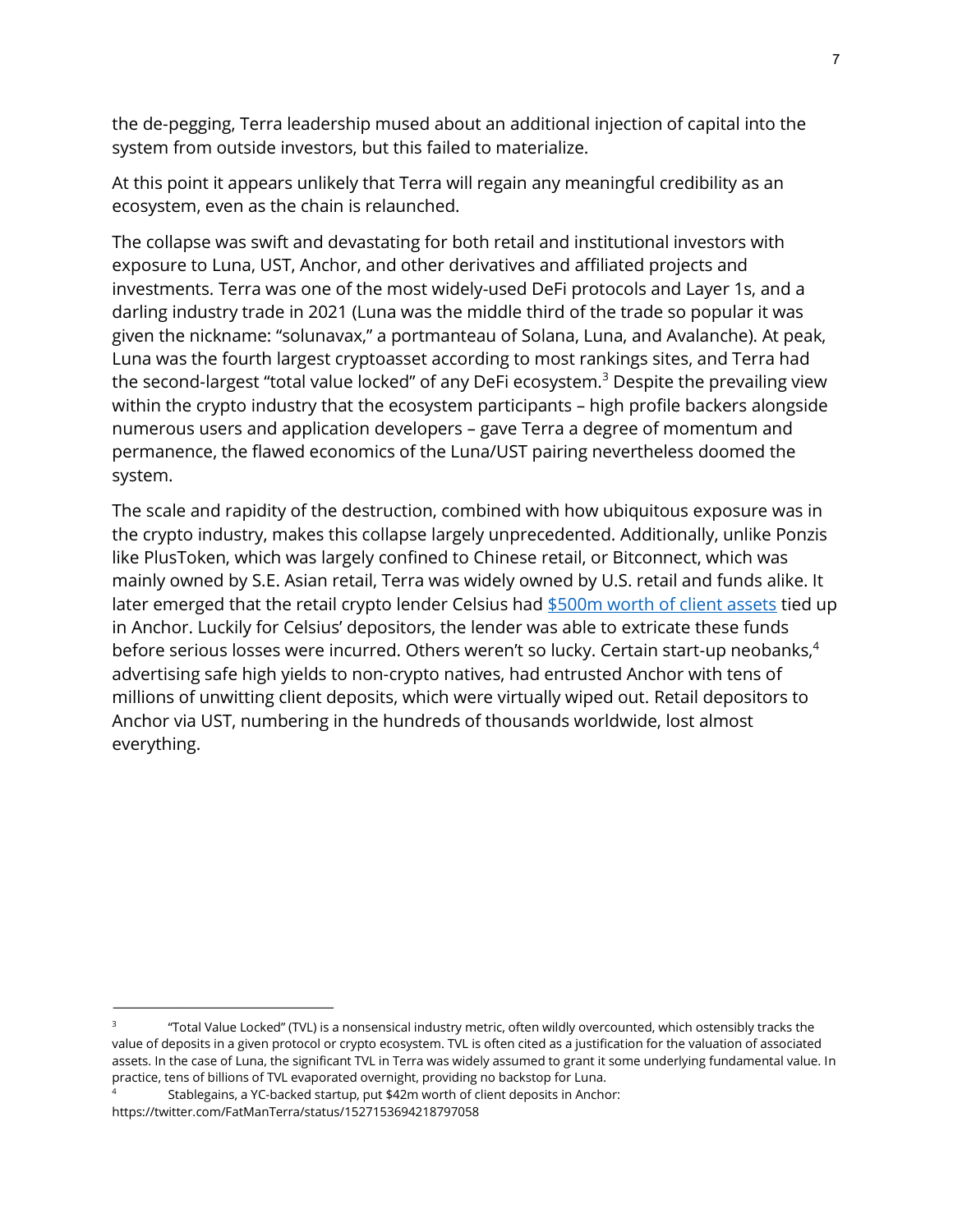the de-pegging, Terra leadership mused about an additional injection of capital into the system from outside investors, but this failed to materialize.

At this point it appears unlikely that Terra will regain any meaningful credibility as an ecosystem, even as the chain is relaunched.

The collapse was swift and devastating for both retail and institutional investors with exposure to Luna, UST, Anchor, and other derivatives and affiliated projects and investments. Terra was one of the most widely-used DeFi protocols and Layer 1s, and a darling industry trade in 2021 (Luna was the middle third of the trade so popular it was given the nickname: "solunavax," a portmanteau of Solana, Luna, and Avalanche). At peak, Luna was the fourth largest cryptoasset according to most rankings sites, and Terra had the second-largest "total value locked" of any DeFi ecosystem.[3] Despite the prevailing view within the crypto industry that the ecosystem participants – high profile backers alongside numerous users and application developers – gave Terra a degree of momentum and permanence, the flawed economics of the Luna/UST pairing nevertheless doomed the system.

The scale and rapidity of the destruction, combined with how ubiquitous exposure was in the crypto industry, makes this collapse largely unprecedented. Additionally, unlike Ponzis like PlusToken, which was largely confined to Chinese retail, or Bitconnect, which was mainly owned by S.E. Asian retail, Terra was widely owned by U.S. retail and funds alike. It later emerged that the retail crypto lender Celsius had [$500m worth of client assets] tied up in Anchor. Luckily for Celsius' depositors, the lender was able to extricate these funds before serious losses were incurred. Others weren't so lucky. Certain start-up neobanks,[4] advertising safe high yields to non-crypto natives, had entrusted Anchor with tens of millions of unwitting client deposits, which were virtually wiped out. Retail depositors to Anchor via UST, numbering in the hundreds of thousands worldwide, lost almost everything.

---

[3] "Total Value Locked" (TVL) is a nonsensical industry metric, often wildly overcounted, which ostensibly tracks the value of deposits in a given protocol or crypto ecosystem. TVL is often cited as a justification for the valuation of associated assets. In the case of Luna, the significant TVL in Terra was widely assumed to grant it some underlying fundamental value. In practice, tens of billions of TVL evaporated overnight, providing no backstop for Luna.

[4] Stablegains, a YC-backed startup, put $42m worth of client deposits in Anchor: https://twitter.com/FatManTerra/status/1527153694218797058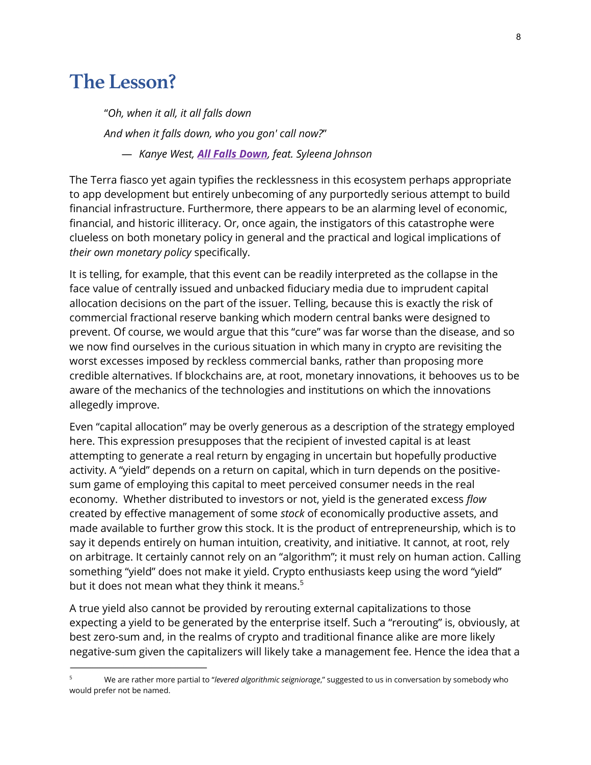# The Lesson?

> "*Oh, when it all, it all falls down*
>
> *And when it falls down, who you gon' call now?*"
>
> — *Kanye West, **All Falls Down**, feat. Syleena Johnson*

The Terra fiasco yet again typifies the recklessness in this ecosystem perhaps appropriate to app development but entirely unbecoming of any purportedly serious attempt to build financial infrastructure. Furthermore, there appears to be an alarming level of economic, financial, and historic illiteracy. Or, once again, the instigators of this catastrophe were clueless on both monetary policy in general and the practical and logical implications of *their own monetary policy* specifically.

It is telling, for example, that this event can be readily interpreted as the collapse in the face value of centrally issued and unbacked fiduciary media due to imprudent capital allocation decisions on the part of the issuer. Telling, because this is exactly the risk of commercial fractional reserve banking which modern central banks were designed to prevent. Of course, we would argue that this "cure" was far worse than the disease, and so we now find ourselves in the curious situation in which many in crypto are revisiting the worst excesses imposed by reckless commercial banks, rather than proposing more credible alternatives. If blockchains are, at root, monetary innovations, it behooves us to be aware of the mechanics of the technologies and institutions on which the innovations allegedly improve.

Even "capital allocation" may be overly generous as a description of the strategy employed here. This expression presupposes that the recipient of invested capital is at least attempting to generate a real return by engaging in uncertain but hopefully productive activity. A "yield" depends on a return on capital, which in turn depends on the positive-sum game of employing this capital to meet perceived consumer needs in the real economy. Whether distributed to investors or not, yield is the generated excess *flow* created by effective management of some *stock* of economically productive assets, and made available to further grow this stock. It is the product of entrepreneurship, which is to say it depends entirely on human intuition, creativity, and initiative. It cannot, at root, rely on arbitrage. It certainly cannot rely on an "algorithm"; it must rely on human action. Calling something "yield" does not make it yield. Crypto enthusiasts keep using the word "yield" but it does not mean what they think it means.[5]

A true yield also cannot be provided by rerouting external capitalizations to those expecting a yield to be generated by the enterprise itself. Such a "rerouting" is, obviously, at best zero-sum and, in the realms of crypto and traditional finance alike are more likely negative-sum given the capitalizers will likely take a management fee. Hence the idea that a

---

[5] We are rather more partial to "*levered algorithmic seigniorage*," suggested to us in conversation by somebody who would prefer not be named.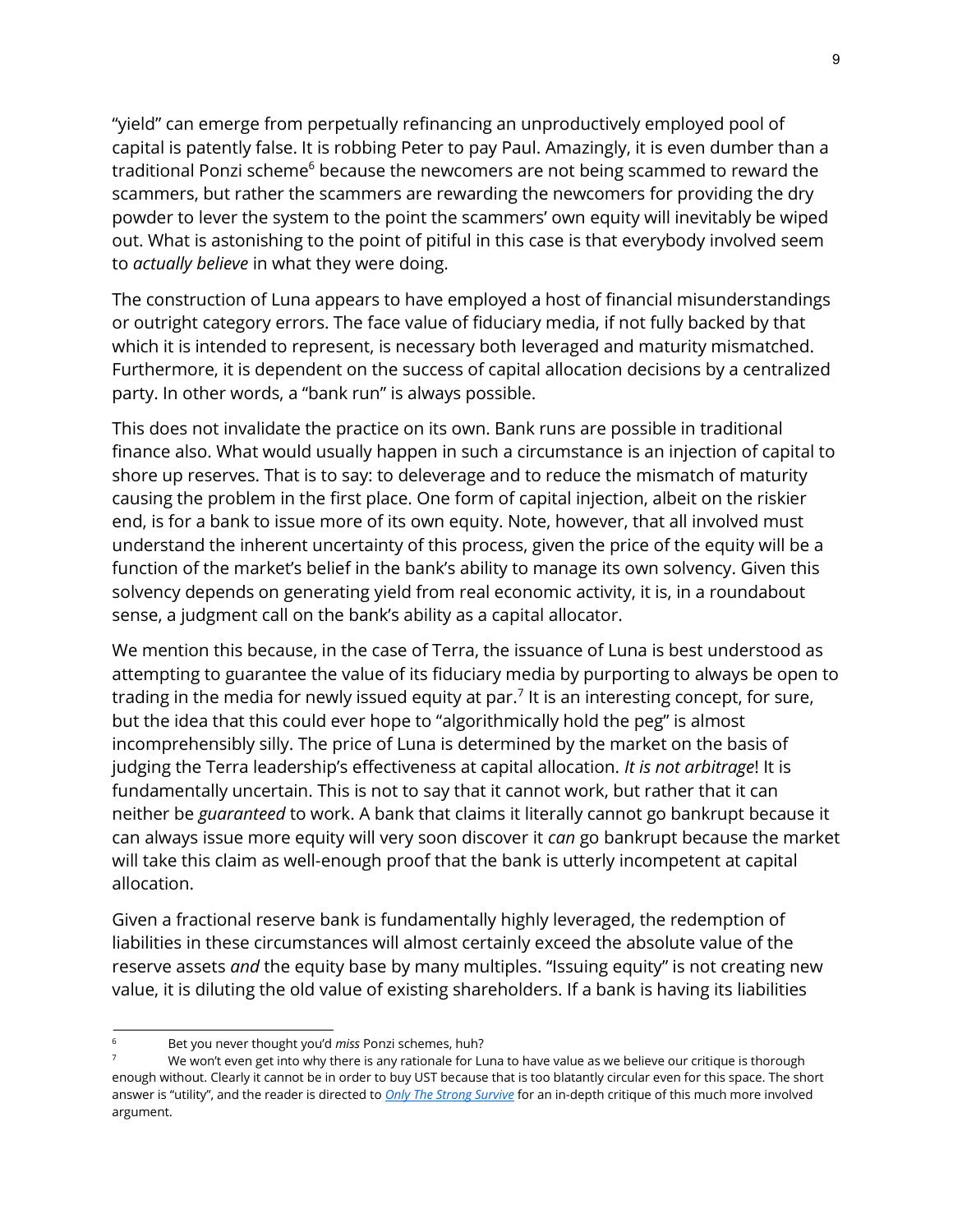"yield" can emerge from perpetually refinancing an unproductively employed pool of capital is patently false. It is robbing Peter to pay Paul. Amazingly, it is even dumber than a traditional Ponzi scheme[6] because the newcomers are not being scammed to reward the scammers, but rather the scammers are rewarding the newcomers for providing the dry powder to lever the system to the point the scammers' own equity will inevitably be wiped out. What is astonishing to the point of pitiful in this case is that everybody involved seem to *actually believe* in what they were doing.

The construction of Luna appears to have employed a host of financial misunderstandings or outright category errors. The face value of fiduciary media, if not fully backed by that which it is intended to represent, is necessary both leveraged and maturity mismatched. Furthermore, it is dependent on the success of capital allocation decisions by a centralized party. In other words, a "bank run" is always possible.

This does not invalidate the practice on its own. Bank runs are possible in traditional finance also. What would usually happen in such a circumstance is an injection of capital to shore up reserves. That is to say: to deleverage and to reduce the mismatch of maturity causing the problem in the first place. One form of capital injection, albeit on the riskier end, is for a bank to issue more of its own equity. Note, however, that all involved must understand the inherent uncertainty of this process, given the price of the equity will be a function of the market's belief in the bank's ability to manage its own solvency. Given this solvency depends on generating yield from real economic activity, it is, in a roundabout sense, a judgment call on the bank's ability as a capital allocator.

We mention this because, in the case of Terra, the issuance of Luna is best understood as attempting to guarantee the value of its fiduciary media by purporting to always be open to trading in the media for newly issued equity at par.[7] It is an interesting concept, for sure, but the idea that this could ever hope to "algorithmically hold the peg" is almost incomprehensibly silly. The price of Luna is determined by the market on the basis of judging the Terra leadership's effectiveness at capital allocation. *It is not arbitrage*! It is fundamentally uncertain. This is not to say that it cannot work, but rather that it can neither be *guaranteed* to work. A bank that claims it literally cannot go bankrupt because it can always issue more equity will very soon discover it *can* go bankrupt because the market will take this claim as well-enough proof that the bank is utterly incompetent at capital allocation.

Given a fractional reserve bank is fundamentally highly leveraged, the redemption of liabilities in these circumstances will almost certainly exceed the absolute value of the reserve assets *and* the equity base by many multiples. "Issuing equity" is not creating new value, it is diluting the old value of existing shareholders. If a bank is having its liabilities

---

[6] Bet you never thought you'd *miss* Ponzi schemes, huh?

[7] We won't even get into why there is any rationale for Luna to have value as we believe our critique is thorough enough without. Clearly it cannot be in order to buy UST because that is too blatantly circular even for this space. The short answer is "utility", and the reader is directed to [*Only The Strong Survive*]() for an in-depth critique of this much more involved argument.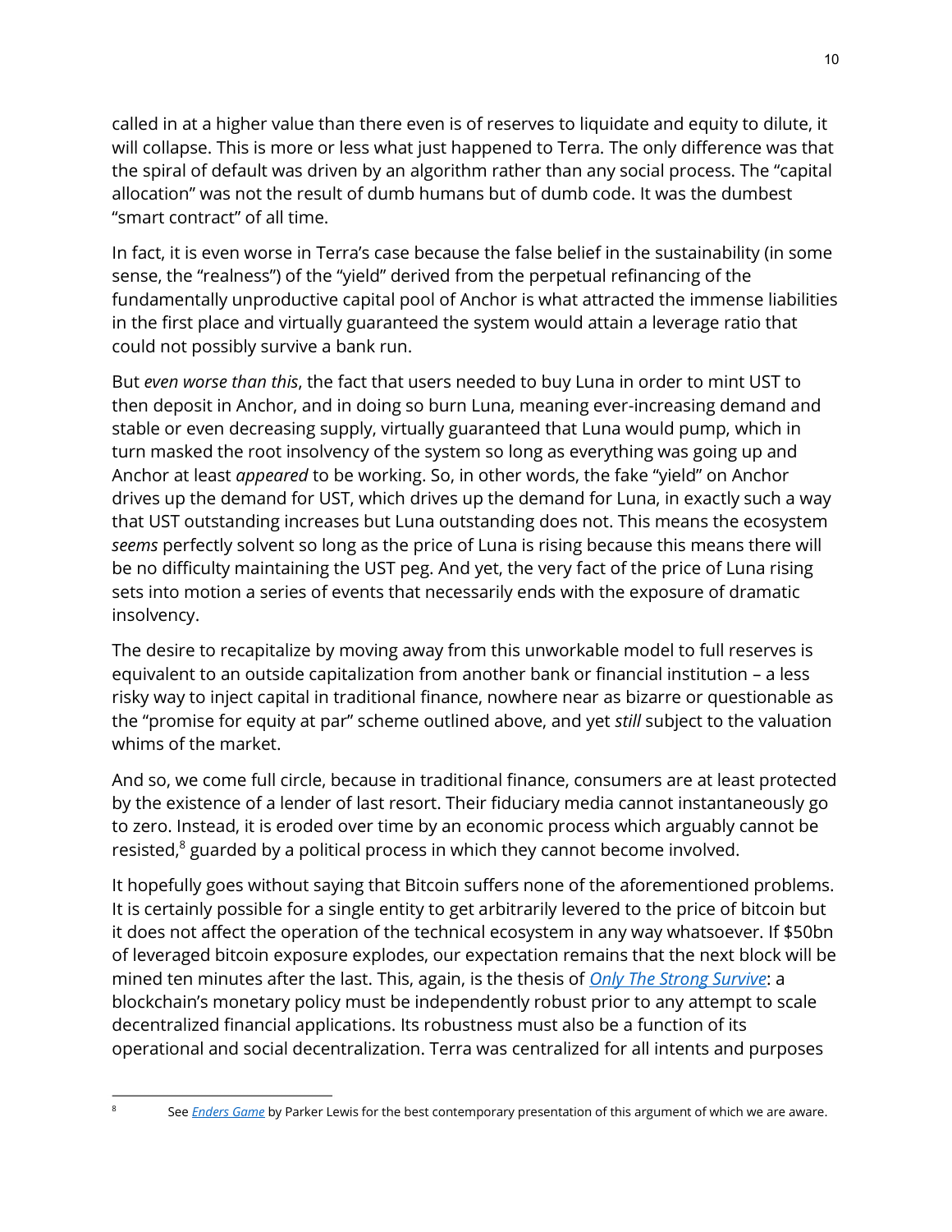called in at a higher value than there even is of reserves to liquidate and equity to dilute, it will collapse. This is more or less what just happened to Terra. The only difference was that the spiral of default was driven by an algorithm rather than any social process. The "capital allocation" was not the result of dumb humans but of dumb code. It was the dumbest "smart contract" of all time.

In fact, it is even worse in Terra's case because the false belief in the sustainability (in some sense, the "realness") of the "yield" derived from the perpetual refinancing of the fundamentally unproductive capital pool of Anchor is what attracted the immense liabilities in the first place and virtually guaranteed the system would attain a leverage ratio that could not possibly survive a bank run.

But *even worse than this*, the fact that users needed to buy Luna in order to mint UST to then deposit in Anchor, and in doing so burn Luna, meaning ever-increasing demand and stable or even decreasing supply, virtually guaranteed that Luna would pump, which in turn masked the root insolvency of the system so long as everything was going up and Anchor at least *appeared* to be working. So, in other words, the fake "yield" on Anchor drives up the demand for UST, which drives up the demand for Luna, in exactly such a way that UST outstanding increases but Luna outstanding does not. This means the ecosystem *seems* perfectly solvent so long as the price of Luna is rising because this means there will be no difficulty maintaining the UST peg. And yet, the very fact of the price of Luna rising sets into motion a series of events that necessarily ends with the exposure of dramatic insolvency.

The desire to recapitalize by moving away from this unworkable model to full reserves is equivalent to an outside capitalization from another bank or financial institution – a less risky way to inject capital in traditional finance, nowhere near as bizarre or questionable as the "promise for equity at par" scheme outlined above, and yet *still* subject to the valuation whims of the market.

And so, we come full circle, because in traditional finance, consumers are at least protected by the existence of a lender of last resort. Their fiduciary media cannot instantaneously go to zero. Instead, it is eroded over time by an economic process which arguably cannot be resisted,[8] guarded by a political process in which they cannot become involved.

It hopefully goes without saying that Bitcoin suffers none of the aforementioned problems. It is certainly possible for a single entity to get arbitrarily levered to the price of bitcoin but it does not affect the operation of the technical ecosystem in any way whatsoever. If $50bn of leveraged bitcoin exposure explodes, our expectation remains that the next block will be mined ten minutes after the last. This, again, is the thesis of *Only The Strong Survive*: a blockchain's monetary policy must be independently robust prior to any attempt to scale decentralized financial applications. Its robustness must also be a function of its operational and social decentralization. Terra was centralized for all intents and purposes

---

[8] See *Enders Game* by Parker Lewis for the best contemporary presentation of this argument of which we are aware.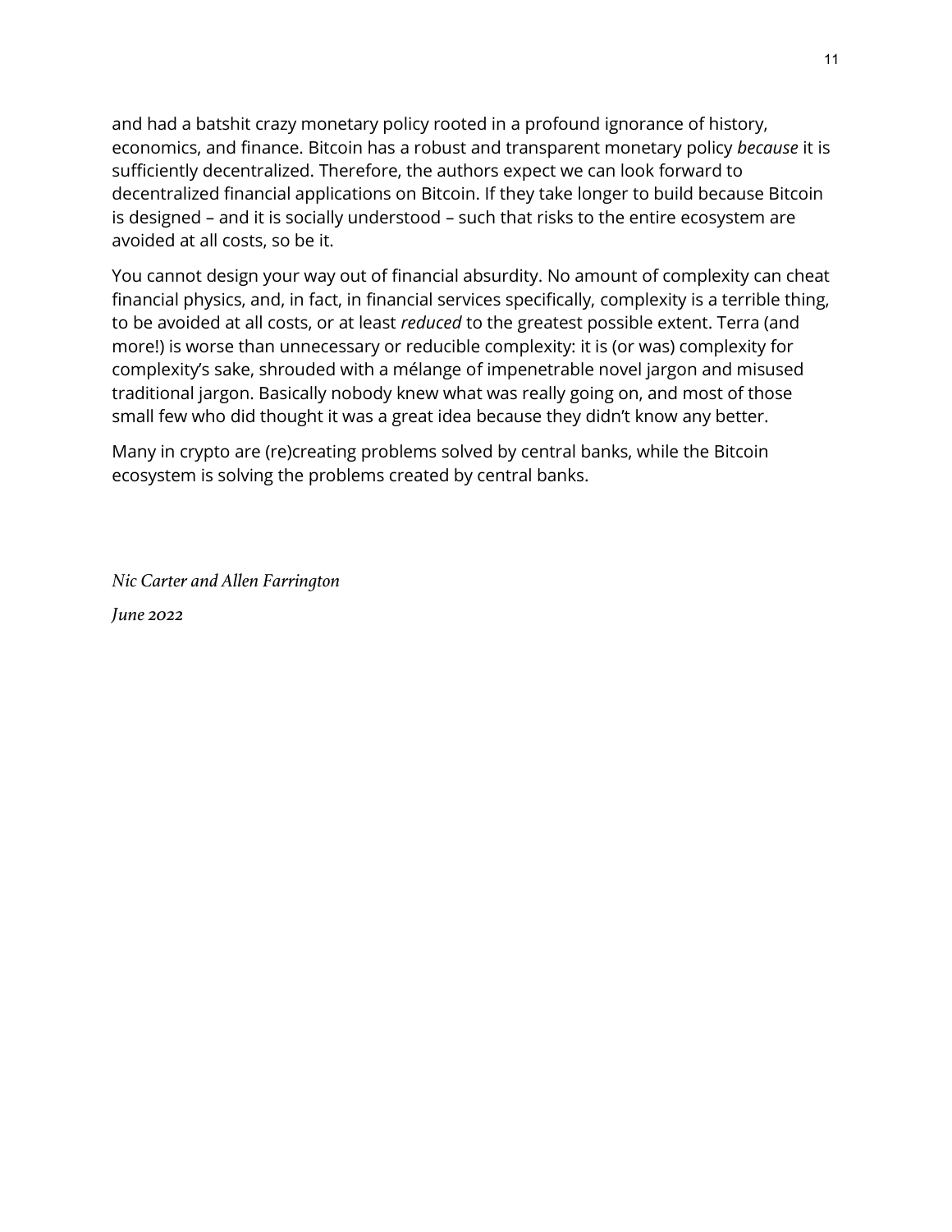and had a batshit crazy monetary policy rooted in a profound ignorance of history, economics, and finance. Bitcoin has a robust and transparent monetary policy *because* it is sufficiently decentralized. Therefore, the authors expect we can look forward to decentralized financial applications on Bitcoin. If they take longer to build because Bitcoin is designed – and it is socially understood – such that risks to the entire ecosystem are avoided at all costs, so be it.

You cannot design your way out of financial absurdity. No amount of complexity can cheat financial physics, and, in fact, in financial services specifically, complexity is a terrible thing, to be avoided at all costs, or at least *reduced* to the greatest possible extent. Terra (and more!) is worse than unnecessary or reducible complexity: it is (or was) complexity for complexity's sake, shrouded with a mélange of impenetrable novel jargon and misused traditional jargon. Basically nobody knew what was really going on, and most of those small few who did thought it was a great idea because they didn't know any better.

Many in crypto are (re)creating problems solved by central banks, while the Bitcoin ecosystem is solving the problems created by central banks.

*Nic Carter and Allen Farrington*

*June 2022*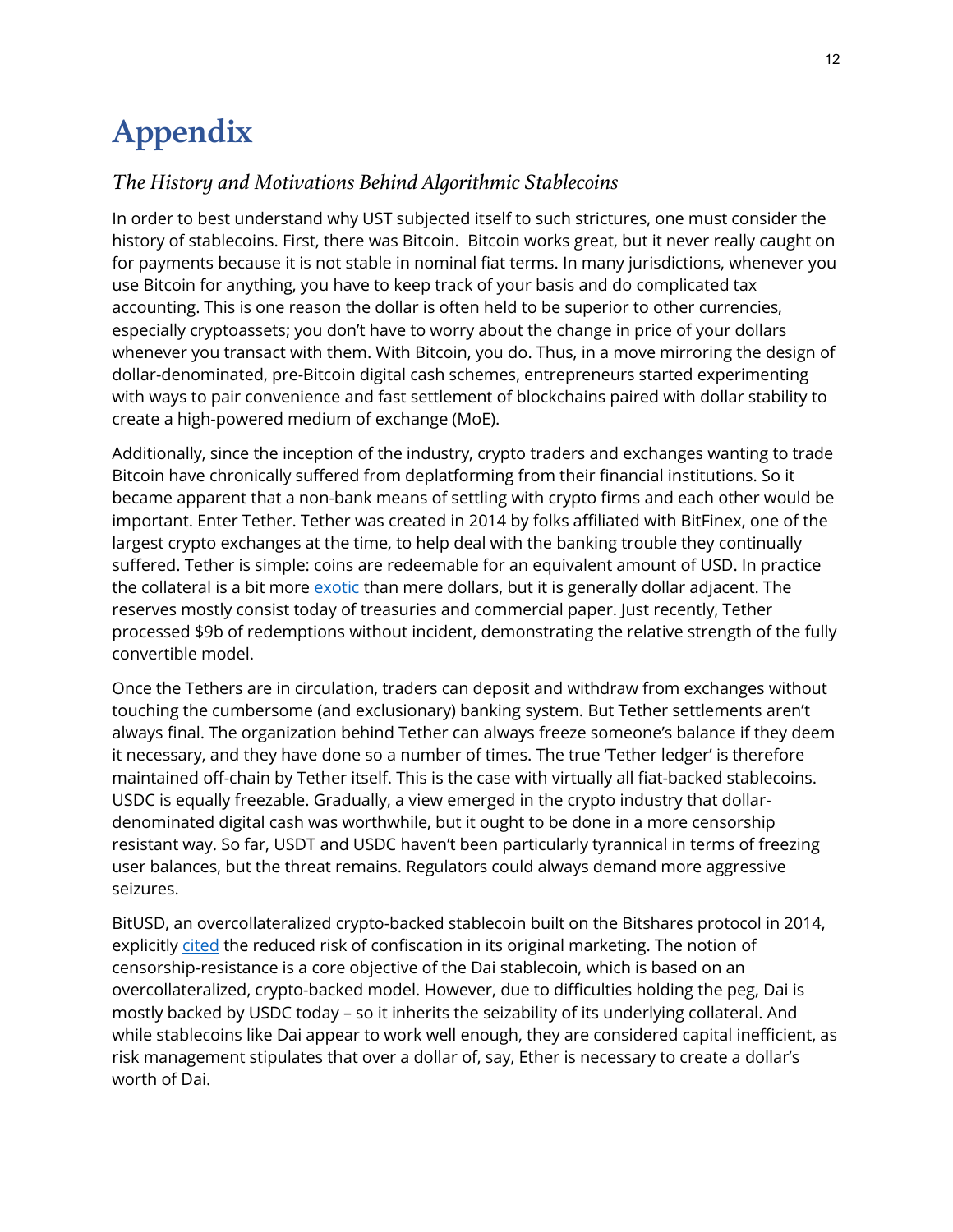# Appendix

## *The History and Motivations Behind Algorithmic Stablecoins*

In order to best understand why UST subjected itself to such strictures, one must consider the history of stablecoins. First, there was Bitcoin. Bitcoin works great, but it never really caught on for payments because it is not stable in nominal fiat terms. In many jurisdictions, whenever you use Bitcoin for anything, you have to keep track of your basis and do complicated tax accounting. This is one reason the dollar is often held to be superior to other currencies, especially cryptoassets; you don't have to worry about the change in price of your dollars whenever you transact with them. With Bitcoin, you do. Thus, in a move mirroring the design of dollar-denominated, pre-Bitcoin digital cash schemes, entrepreneurs started experimenting with ways to pair convenience and fast settlement of blockchains paired with dollar stability to create a high-powered medium of exchange (MoE).

Additionally, since the inception of the industry, crypto traders and exchanges wanting to trade Bitcoin have chronically suffered from deplatforming from their financial institutions. So it became apparent that a non-bank means of settling with crypto firms and each other would be important. Enter Tether. Tether was created in 2014 by folks affiliated with BitFinex, one of the largest crypto exchanges at the time, to help deal with the banking trouble they continually suffered. Tether is simple: coins are redeemable for an equivalent amount of USD. In practice the collateral is a bit more exotic than mere dollars, but it is generally dollar adjacent. The reserves mostly consist today of treasuries and commercial paper. Just recently, Tether processed $9b of redemptions without incident, demonstrating the relative strength of the fully convertible model.

Once the Tethers are in circulation, traders can deposit and withdraw from exchanges without touching the cumbersome (and exclusionary) banking system. But Tether settlements aren't always final. The organization behind Tether can always freeze someone's balance if they deem it necessary, and they have done so a number of times. The true 'Tether ledger' is therefore maintained off-chain by Tether itself. This is the case with virtually all fiat-backed stablecoins. USDC is equally freezable. Gradually, a view emerged in the crypto industry that dollar-denominated digital cash was worthwhile, but it ought to be done in a more censorship resistant way. So far, USDT and USDC haven't been particularly tyrannical in terms of freezing user balances, but the threat remains. Regulators could always demand more aggressive seizures.

BitUSD, an overcollateralized crypto-backed stablecoin built on the Bitshares protocol in 2014, explicitly cited the reduced risk of confiscation in its original marketing. The notion of censorship-resistance is a core objective of the Dai stablecoin, which is based on an overcollateralized, crypto-backed model. However, due to difficulties holding the peg, Dai is mostly backed by USDC today – so it inherits the seizability of its underlying collateral. And while stablecoins like Dai appear to work well enough, they are considered capital inefficient, as risk management stipulates that over a dollar of, say, Ether is necessary to create a dollar's worth of Dai.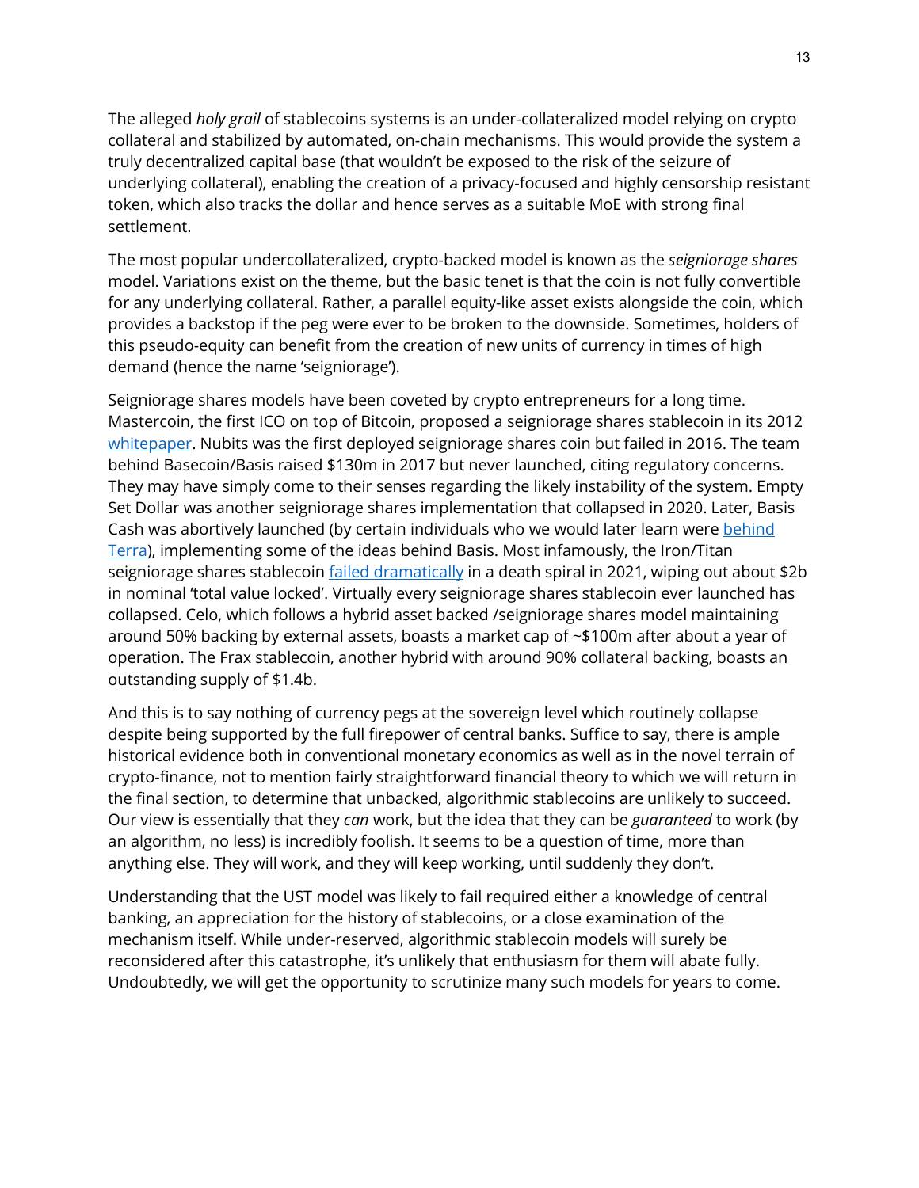The alleged *holy grail* of stablecoins systems is an under-collateralized model relying on crypto collateral and stabilized by automated, on-chain mechanisms. This would provide the system a truly decentralized capital base (that wouldn't be exposed to the risk of the seizure of underlying collateral), enabling the creation of a privacy-focused and highly censorship resistant token, which also tracks the dollar and hence serves as a suitable MoE with strong final settlement.

The most popular undercollateralized, crypto-backed model is known as the *seigniorage shares* model. Variations exist on the theme, but the basic tenet is that the coin is not fully convertible for any underlying collateral. Rather, a parallel equity-like asset exists alongside the coin, which provides a backstop if the peg were ever to be broken to the downside. Sometimes, holders of this pseudo-equity can benefit from the creation of new units of currency in times of high demand (hence the name 'seigniorage').

Seigniorage shares models have been coveted by crypto entrepreneurs for a long time. Mastercoin, the first ICO on top of Bitcoin, proposed a seigniorage shares stablecoin in its 2012 whitepaper. Nubits was the first deployed seigniorage shares coin but failed in 2016. The team behind Basecoin/Basis raised $130m in 2017 but never launched, citing regulatory concerns. They may have simply come to their senses regarding the likely instability of the system. Empty Set Dollar was another seigniorage shares implementation that collapsed in 2020. Later, Basis Cash was abortively launched (by certain individuals who we would later learn were behind Terra), implementing some of the ideas behind Basis. Most infamously, the Iron/Titan seigniorage shares stablecoin failed dramatically in a death spiral in 2021, wiping out about $2b in nominal 'total value locked'. Virtually every seigniorage shares stablecoin ever launched has collapsed. Celo, which follows a hybrid asset backed /seigniorage shares model maintaining around 50% backing by external assets, boasts a market cap of ~$100m after about a year of operation. The Frax stablecoin, another hybrid with around 90% collateral backing, boasts an outstanding supply of $1.4b.

And this is to say nothing of currency pegs at the sovereign level which routinely collapse despite being supported by the full firepower of central banks. Suffice to say, there is ample historical evidence both in conventional monetary economics as well as in the novel terrain of crypto-finance, not to mention fairly straightforward financial theory to which we will return in the final section, to determine that unbacked, algorithmic stablecoins are unlikely to succeed. Our view is essentially that they *can* work, but the idea that they can be *guaranteed* to work (by an algorithm, no less) is incredibly foolish. It seems to be a question of time, more than anything else. They will work, and they will keep working, until suddenly they don't.

Understanding that the UST model was likely to fail required either a knowledge of central banking, an appreciation for the history of stablecoins, or a close examination of the mechanism itself. While under-reserved, algorithmic stablecoin models will surely be reconsidered after this catastrophe, it's unlikely that enthusiasm for them will abate fully. Undoubtedly, we will get the opportunity to scrutinize many such models for years to come.